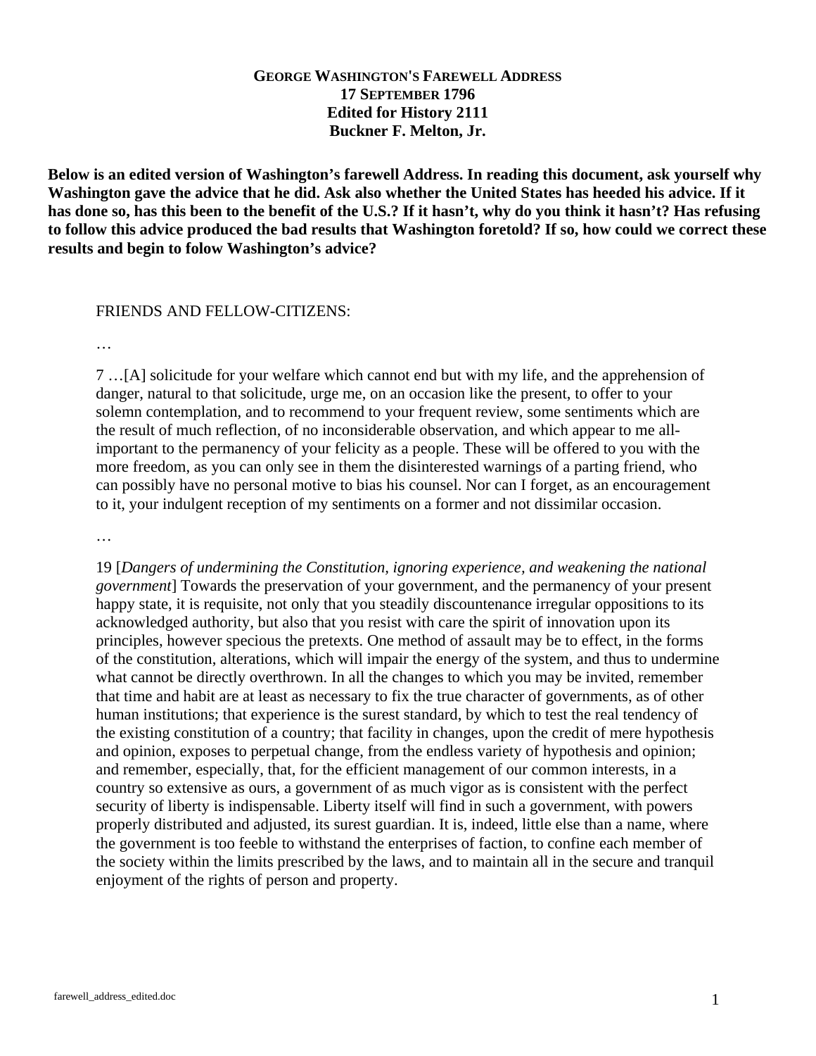**GEORGE WASHINGTON'S FAREWELL ADDRESS**
**17 SEPTEMBER 1796**
**Edited for History 2111**
**Buckner F. Melton, Jr.**

**Below is an edited version of Washington's farewell Address. In reading this document, ask yourself why Washington gave the advice that he did. Ask also whether the United States has heeded his advice. If it has done so, has this been to the benefit of the U.S.? If it hasn't, why do you think it hasn't? Has refusing to follow this advice produced the bad results that Washington foretold? If so, how could we correct these results and begin to folow Washington's advice?**

FRIENDS AND FELLOW-CITIZENS:

…

7 …[A] solicitude for your welfare which cannot end but with my life, and the apprehension of danger, natural to that solicitude, urge me, on an occasion like the present, to offer to your solemn contemplation, and to recommend to your frequent review, some sentiments which are the result of much reflection, of no inconsiderable observation, and which appear to me all-important to the permanency of your felicity as a people. These will be offered to you with the more freedom, as you can only see in them the disinterested warnings of a parting friend, who can possibly have no personal motive to bias his counsel. Nor can I forget, as an encouragement to it, your indulgent reception of my sentiments on a former and not dissimilar occasion.

…

19 [*Dangers of undermining the Constitution, ignoring experience, and weakening the national government*] Towards the preservation of your government, and the permanency of your present happy state, it is requisite, not only that you steadily discountenance irregular oppositions to its acknowledged authority, but also that you resist with care the spirit of innovation upon its principles, however specious the pretexts. One method of assault may be to effect, in the forms of the constitution, alterations, which will impair the energy of the system, and thus to undermine what cannot be directly overthrown. In all the changes to which you may be invited, remember that time and habit are at least as necessary to fix the true character of governments, as of other human institutions; that experience is the surest standard, by which to test the real tendency of the existing constitution of a country; that facility in changes, upon the credit of mere hypothesis and opinion, exposes to perpetual change, from the endless variety of hypothesis and opinion; and remember, especially, that, for the efficient management of our common interests, in a country so extensive as ours, a government of as much vigor as is consistent with the perfect security of liberty is indispensable. Liberty itself will find in such a government, with powers properly distributed and adjusted, its surest guardian. It is, indeed, little else than a name, where the government is too feeble to withstand the enterprises of faction, to confine each member of the society within the limits prescribed by the laws, and to maintain all in the secure and tranquil enjoyment of the rights of person and property.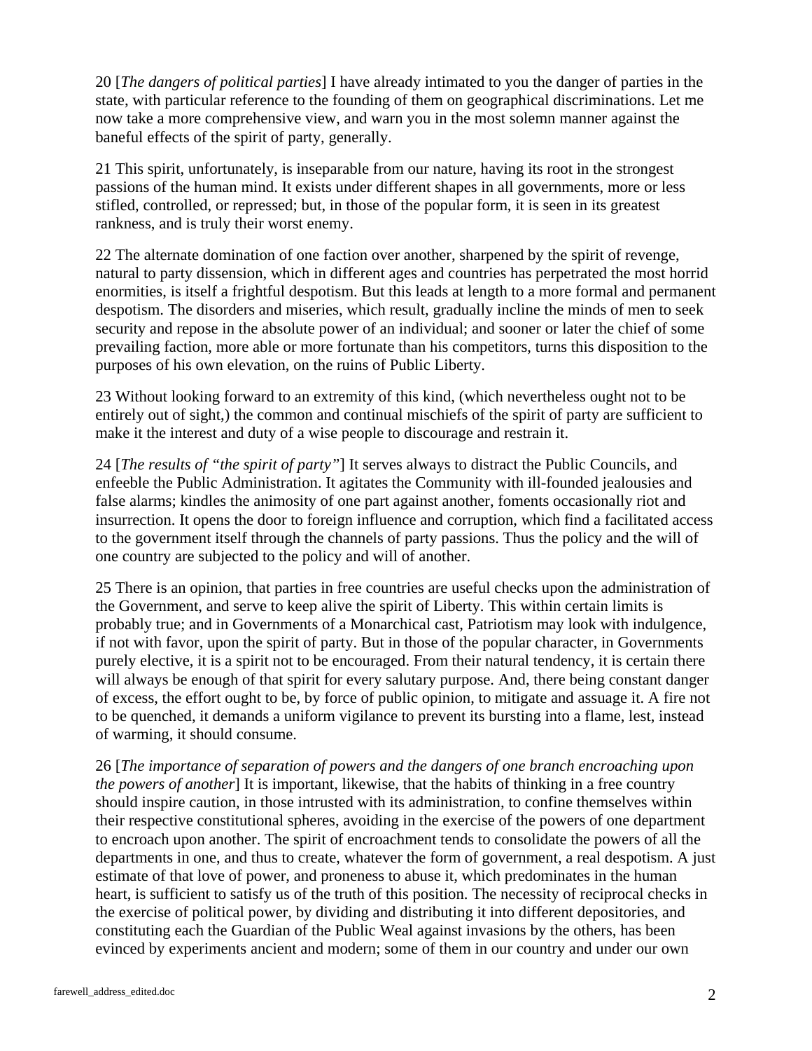20 [*The dangers of political parties*] I have already intimated to you the danger of parties in the state, with particular reference to the founding of them on geographical discriminations. Let me now take a more comprehensive view, and warn you in the most solemn manner against the baneful effects of the spirit of party, generally.

21 This spirit, unfortunately, is inseparable from our nature, having its root in the strongest passions of the human mind. It exists under different shapes in all governments, more or less stifled, controlled, or repressed; but, in those of the popular form, it is seen in its greatest rankness, and is truly their worst enemy.

22 The alternate domination of one faction over another, sharpened by the spirit of revenge, natural to party dissension, which in different ages and countries has perpetrated the most horrid enormities, is itself a frightful despotism. But this leads at length to a more formal and permanent despotism. The disorders and miseries, which result, gradually incline the minds of men to seek security and repose in the absolute power of an individual; and sooner or later the chief of some prevailing faction, more able or more fortunate than his competitors, turns this disposition to the purposes of his own elevation, on the ruins of Public Liberty.

23 Without looking forward to an extremity of this kind, (which nevertheless ought not to be entirely out of sight,) the common and continual mischiefs of the spirit of party are sufficient to make it the interest and duty of a wise people to discourage and restrain it.

24 [*The results of "the spirit of party"*] It serves always to distract the Public Councils, and enfeeble the Public Administration. It agitates the Community with ill-founded jealousies and false alarms; kindles the animosity of one part against another, foments occasionally riot and insurrection. It opens the door to foreign influence and corruption, which find a facilitated access to the government itself through the channels of party passions. Thus the policy and the will of one country are subjected to the policy and will of another.

25 There is an opinion, that parties in free countries are useful checks upon the administration of the Government, and serve to keep alive the spirit of Liberty. This within certain limits is probably true; and in Governments of a Monarchical cast, Patriotism may look with indulgence, if not with favor, upon the spirit of party. But in those of the popular character, in Governments purely elective, it is a spirit not to be encouraged. From their natural tendency, it is certain there will always be enough of that spirit for every salutary purpose. And, there being constant danger of excess, the effort ought to be, by force of public opinion, to mitigate and assuage it. A fire not to be quenched, it demands a uniform vigilance to prevent its bursting into a flame, lest, instead of warming, it should consume.

26 [*The importance of separation of powers and the dangers of one branch encroaching upon the powers of another*] It is important, likewise, that the habits of thinking in a free country should inspire caution, in those intrusted with its administration, to confine themselves within their respective constitutional spheres, avoiding in the exercise of the powers of one department to encroach upon another. The spirit of encroachment tends to consolidate the powers of all the departments in one, and thus to create, whatever the form of government, a real despotism. A just estimate of that love of power, and proneness to abuse it, which predominates in the human heart, is sufficient to satisfy us of the truth of this position. The necessity of reciprocal checks in the exercise of political power, by dividing and distributing it into different depositories, and constituting each the Guardian of the Public Weal against invasions by the others, has been evinced by experiments ancient and modern; some of them in our country and under our own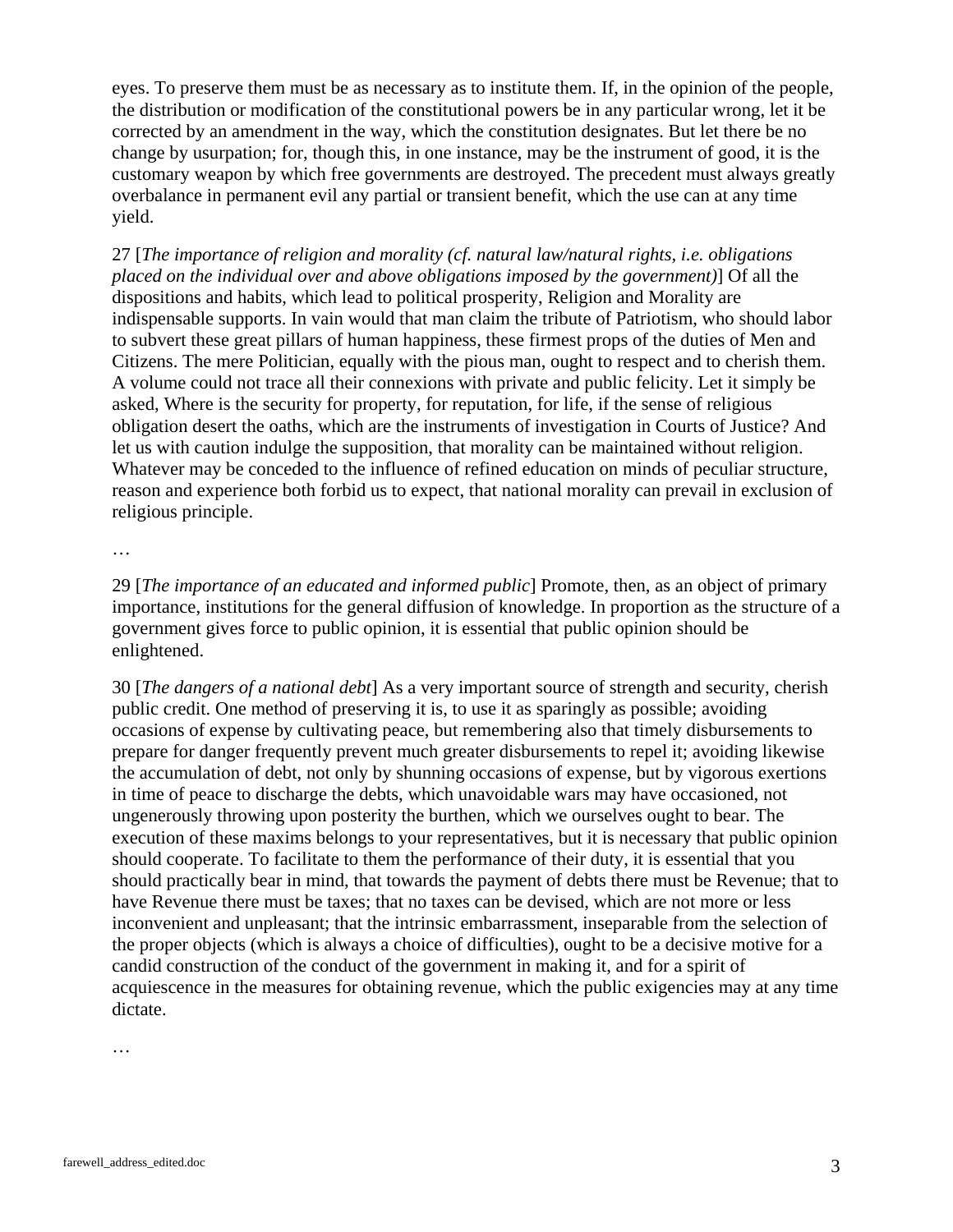eyes. To preserve them must be as necessary as to institute them. If, in the opinion of the people, the distribution or modification of the constitutional powers be in any particular wrong, let it be corrected by an amendment in the way, which the constitution designates. But let there be no change by usurpation; for, though this, in one instance, may be the instrument of good, it is the customary weapon by which free governments are destroyed. The precedent must always greatly overbalance in permanent evil any partial or transient benefit, which the use can at any time yield.

27 [*The importance of religion and morality (cf. natural law/natural rights, i.e. obligations placed on the individual over and above obligations imposed by the government)*] Of all the dispositions and habits, which lead to political prosperity, Religion and Morality are indispensable supports. In vain would that man claim the tribute of Patriotism, who should labor to subvert these great pillars of human happiness, these firmest props of the duties of Men and Citizens. The mere Politician, equally with the pious man, ought to respect and to cherish them. A volume could not trace all their connexions with private and public felicity. Let it simply be asked, Where is the security for property, for reputation, for life, if the sense of religious obligation desert the oaths, which are the instruments of investigation in Courts of Justice? And let us with caution indulge the supposition, that morality can be maintained without religion. Whatever may be conceded to the influence of refined education on minds of peculiar structure, reason and experience both forbid us to expect, that national morality can prevail in exclusion of religious principle.

…

29 [*The importance of an educated and informed public*] Promote, then, as an object of primary importance, institutions for the general diffusion of knowledge. In proportion as the structure of a government gives force to public opinion, it is essential that public opinion should be enlightened.

30 [*The dangers of a national debt*] As a very important source of strength and security, cherish public credit. One method of preserving it is, to use it as sparingly as possible; avoiding occasions of expense by cultivating peace, but remembering also that timely disbursements to prepare for danger frequently prevent much greater disbursements to repel it; avoiding likewise the accumulation of debt, not only by shunning occasions of expense, but by vigorous exertions in time of peace to discharge the debts, which unavoidable wars may have occasioned, not ungenerously throwing upon posterity the burthen, which we ourselves ought to bear. The execution of these maxims belongs to your representatives, but it is necessary that public opinion should cooperate. To facilitate to them the performance of their duty, it is essential that you should practically bear in mind, that towards the payment of debts there must be Revenue; that to have Revenue there must be taxes; that no taxes can be devised, which are not more or less inconvenient and unpleasant; that the intrinsic embarrassment, inseparable from the selection of the proper objects (which is always a choice of difficulties), ought to be a decisive motive for a candid construction of the conduct of the government in making it, and for a spirit of acquiescence in the measures for obtaining revenue, which the public exigencies may at any time dictate.

…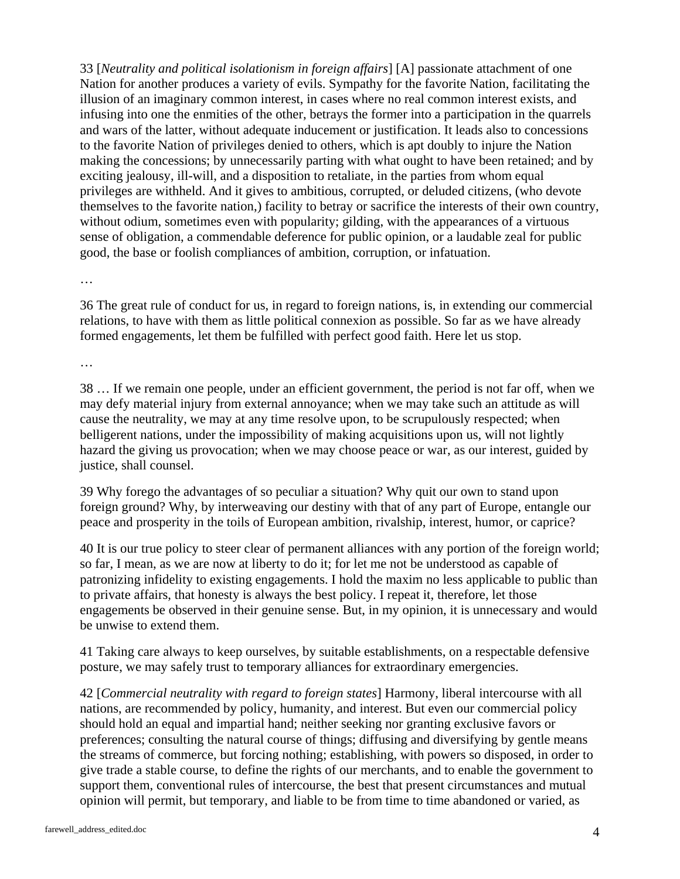33 [*Neutrality and political isolationism in foreign affairs*] [A] passionate attachment of one Nation for another produces a variety of evils. Sympathy for the favorite Nation, facilitating the illusion of an imaginary common interest, in cases where no real common interest exists, and infusing into one the enmities of the other, betrays the former into a participation in the quarrels and wars of the latter, without adequate inducement or justification. It leads also to concessions to the favorite Nation of privileges denied to others, which is apt doubly to injure the Nation making the concessions; by unnecessarily parting with what ought to have been retained; and by exciting jealousy, ill-will, and a disposition to retaliate, in the parties from whom equal privileges are withheld. And it gives to ambitious, corrupted, or deluded citizens, (who devote themselves to the favorite nation,) facility to betray or sacrifice the interests of their own country, without odium, sometimes even with popularity; gilding, with the appearances of a virtuous sense of obligation, a commendable deference for public opinion, or a laudable zeal for public good, the base or foolish compliances of ambition, corruption, or infatuation.

…

36 The great rule of conduct for us, in regard to foreign nations, is, in extending our commercial relations, to have with them as little political connexion as possible. So far as we have already formed engagements, let them be fulfilled with perfect good faith. Here let us stop.

…

38 … If we remain one people, under an efficient government, the period is not far off, when we may defy material injury from external annoyance; when we may take such an attitude as will cause the neutrality, we may at any time resolve upon, to be scrupulously respected; when belligerent nations, under the impossibility of making acquisitions upon us, will not lightly hazard the giving us provocation; when we may choose peace or war, as our interest, guided by justice, shall counsel.

39 Why forego the advantages of so peculiar a situation? Why quit our own to stand upon foreign ground? Why, by interweaving our destiny with that of any part of Europe, entangle our peace and prosperity in the toils of European ambition, rivalship, interest, humor, or caprice?

40 It is our true policy to steer clear of permanent alliances with any portion of the foreign world; so far, I mean, as we are now at liberty to do it; for let me not be understood as capable of patronizing infidelity to existing engagements. I hold the maxim no less applicable to public than to private affairs, that honesty is always the best policy. I repeat it, therefore, let those engagements be observed in their genuine sense. But, in my opinion, it is unnecessary and would be unwise to extend them.

41 Taking care always to keep ourselves, by suitable establishments, on a respectable defensive posture, we may safely trust to temporary alliances for extraordinary emergencies.

42 [*Commercial neutrality with regard to foreign states*] Harmony, liberal intercourse with all nations, are recommended by policy, humanity, and interest. But even our commercial policy should hold an equal and impartial hand; neither seeking nor granting exclusive favors or preferences; consulting the natural course of things; diffusing and diversifying by gentle means the streams of commerce, but forcing nothing; establishing, with powers so disposed, in order to give trade a stable course, to define the rights of our merchants, and to enable the government to support them, conventional rules of intercourse, the best that present circumstances and mutual opinion will permit, but temporary, and liable to be from time to time abandoned or varied, as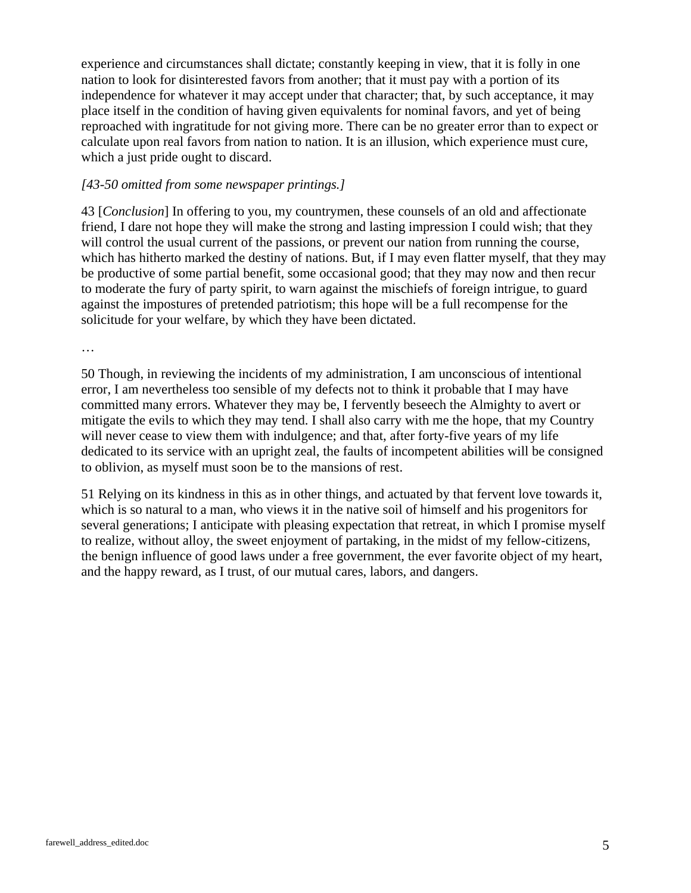experience and circumstances shall dictate; constantly keeping in view, that it is folly in one nation to look for disinterested favors from another; that it must pay with a portion of its independence for whatever it may accept under that character; that, by such acceptance, it may place itself in the condition of having given equivalents for nominal favors, and yet of being reproached with ingratitude for not giving more. There can be no greater error than to expect or calculate upon real favors from nation to nation. It is an illusion, which experience must cure, which a just pride ought to discard.

*[43-50 omitted from some newspaper printings.]*

43 [*Conclusion*] In offering to you, my countrymen, these counsels of an old and affectionate friend, I dare not hope they will make the strong and lasting impression I could wish; that they will control the usual current of the passions, or prevent our nation from running the course, which has hitherto marked the destiny of nations. But, if I may even flatter myself, that they may be productive of some partial benefit, some occasional good; that they may now and then recur to moderate the fury of party spirit, to warn against the mischiefs of foreign intrigue, to guard against the impostures of pretended patriotism; this hope will be a full recompense for the solicitude for your welfare, by which they have been dictated.

…

50 Though, in reviewing the incidents of my administration, I am unconscious of intentional error, I am nevertheless too sensible of my defects not to think it probable that I may have committed many errors. Whatever they may be, I fervently beseech the Almighty to avert or mitigate the evils to which they may tend. I shall also carry with me the hope, that my Country will never cease to view them with indulgence; and that, after forty-five years of my life dedicated to its service with an upright zeal, the faults of incompetent abilities will be consigned to oblivion, as myself must soon be to the mansions of rest.

51 Relying on its kindness in this as in other things, and actuated by that fervent love towards it, which is so natural to a man, who views it in the native soil of himself and his progenitors for several generations; I anticipate with pleasing expectation that retreat, in which I promise myself to realize, without alloy, the sweet enjoyment of partaking, in the midst of my fellow-citizens, the benign influence of good laws under a free government, the ever favorite object of my heart, and the happy reward, as I trust, of our mutual cares, labors, and dangers.